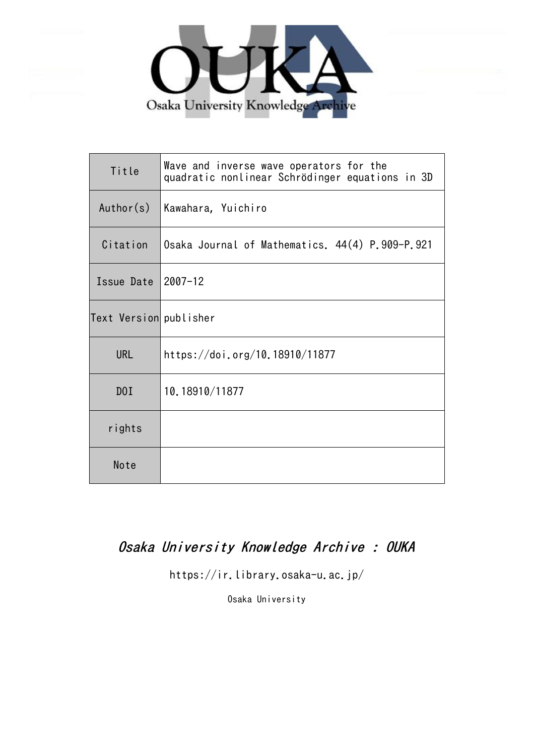OUKA

Osaka University Knowledge Archive

| Title | Wave and inverse wave operators for the quadratic nonlinear Schrödinger equations in 3D |
|---|---|
| Author(s) | Kawahara, Yuichiro |
| Citation | Osaka Journal of Mathematics. 44(4) P.909-P.921 |
| Issue Date | 2007-12 |
| Text Version | publisher |
| URL | https://doi.org/10.18910/11877 |
| DOI | 10.18910/11877 |
| rights | |
| Note | |

*Osaka University Knowledge Archive : OUKA*

https://ir.library.osaka-u.ac.jp/

Osaka University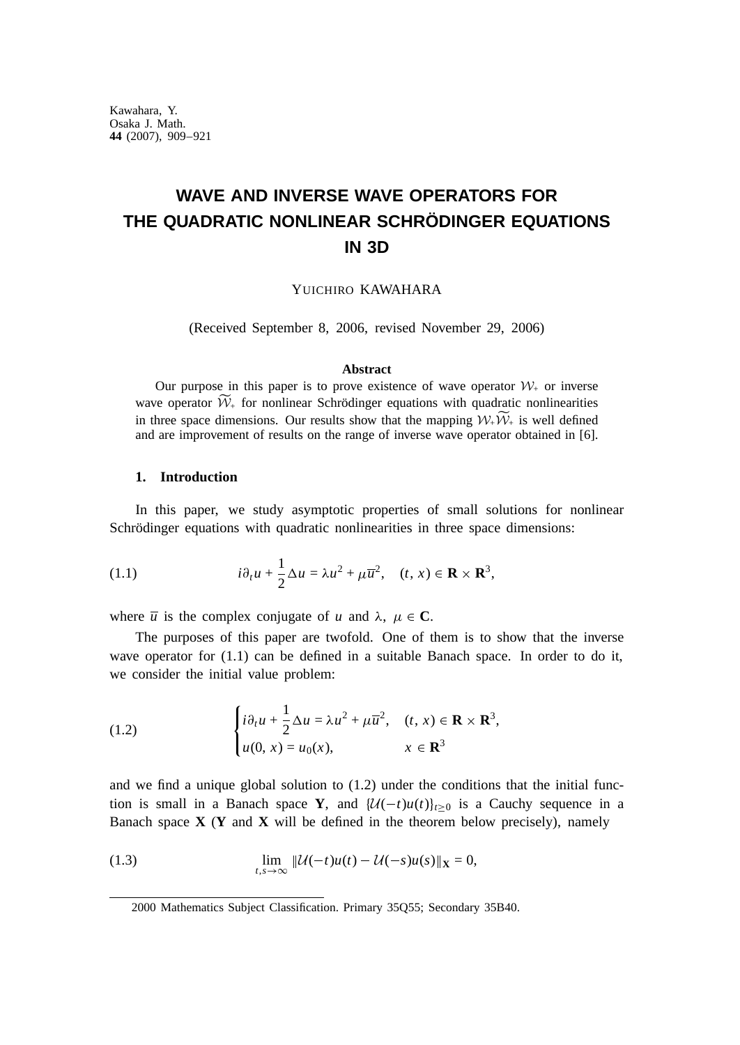# WAVE AND INVERSE WAVE OPERATORS FOR THE QUADRATIC NONLINEAR SCHRÖDINGER EQUATIONS IN 3D

YUICHIRO KAWAHARA

(Received September 8, 2006, revised November 29, 2006)

### Abstract

Our purpose in this paper is to prove existence of wave operator $\mathcal{W}_+$ or inverse wave operator $\widetilde{\mathcal{W}}_+$ for nonlinear Schrödinger equations with quadratic nonlinearities in three space dimensions. Our results show that the mapping $\mathcal{W}_+\widetilde{\mathcal{W}}_+$ is well defined and are improvement of results on the range of inverse wave operator obtained in [6].

## 1. Introduction

In this paper, we study asymptotic properties of small solutions for nonlinear Schrödinger equations with quadratic nonlinearities in three space dimensions:

$$
i\partial_t u + \frac{1}{2}\Delta u = \lambda u^2 + \mu \bar{u}^2, \quad (t, x) \in \mathbf{R} \times \mathbf{R}^3, \tag{1.1}
$$

where $\bar{u}$ is the complex conjugate of $u$ and $\lambda,\ \mu \in \mathbf{C}$.

The purposes of this paper are twofold. One of them is to show that the inverse wave operator for (1.1) can be defined in a suitable Banach space. In order to do it, we consider the initial value problem:

$$
\begin{cases} i\partial_t u + \dfrac{1}{2}\Delta u = \lambda u^2 + \mu \bar{u}^2, & (t, x) \in \mathbf{R} \times \mathbf{R}^3, \\ u(0, x) = u_0(x), & x \in \mathbf{R}^3 \end{cases} \tag{1.2}
$$

and we find a unique global solution to (1.2) under the conditions that the initial function is small in a Banach space $\mathbf{Y}$, and $\{\mathcal{U}(-t)u(t)\}_{t\geq 0}$ is a Cauchy sequence in a Banach space $\mathbf{X}$ ($\mathbf{Y}$ and $\mathbf{X}$ will be defined in the theorem below precisely), namely

$$
\lim_{t,s\to\infty} \|\mathcal{U}(-t)u(t) - \mathcal{U}(-s)u(s)\|_{\mathbf{X}} = 0, \tag{1.3}
$$

2000 Mathematics Subject Classification. Primary 35Q55; Secondary 35B40.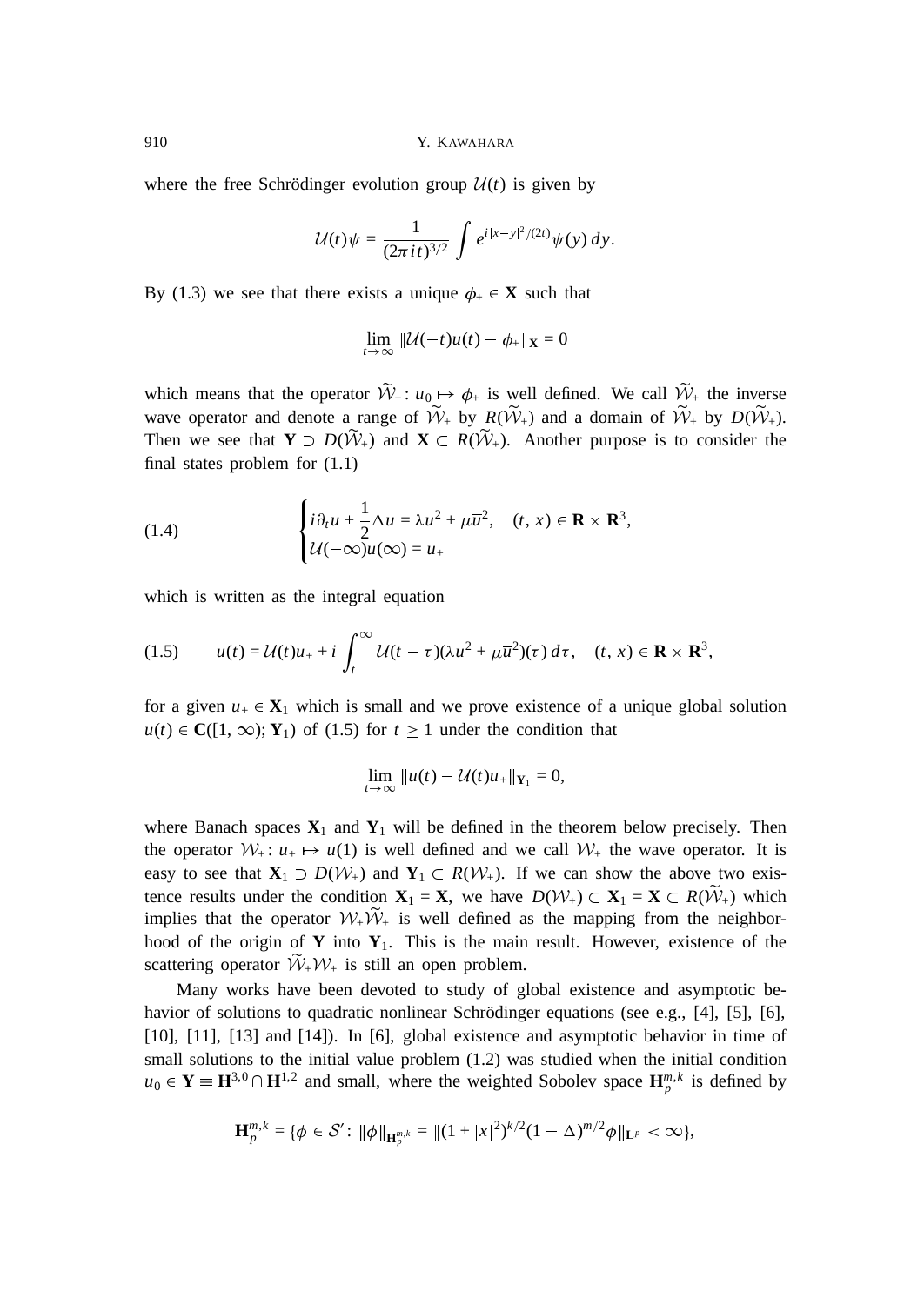where the free Schrödinger evolution group $\mathcal{U}(t)$ is given by

$$\mathcal{U}(t)\psi = \frac{1}{(2\pi i t)^{3/2}} \int e^{i|x-y|^2/(2t)}\psi(y)\,dy.$$

By (1.3) we see that there exists a unique $\phi_+ \in \mathbf{X}$ such that

$$\lim_{t\to\infty} \|\mathcal{U}(-t)u(t) - \phi_+\|_{\mathbf{X}} = 0$$

which means that the operator $\widetilde{\mathcal{W}}_+ \colon u_0 \mapsto \phi_+$ is well defined. We call $\widetilde{\mathcal{W}}_+$ the inverse wave operator and denote a range of $\widetilde{\mathcal{W}}_+$ by $R(\widetilde{\mathcal{W}}_+)$ and a domain of $\widetilde{\mathcal{W}}_+$ by $D(\widetilde{\mathcal{W}}_+)$. Then we see that $\mathbf{Y} \supset D(\widetilde{\mathcal{W}}_+)$ and $\mathbf{X} \subset R(\widetilde{\mathcal{W}}_+)$. Another purpose is to consider the final states problem for (1.1)

$$\tag{1.4} \begin{cases} i\partial_t u + \dfrac{1}{2}\Delta u = \lambda u^2 + \mu \overline{u}^2, & (t, x) \in \mathbf{R} \times \mathbf{R}^3, \\ \mathcal{U}(-\infty)u(\infty) = u_+ \end{cases}$$

which is written as the integral equation

$$\tag{1.5} u(t) = \mathcal{U}(t)u_+ + i\int_t^\infty \mathcal{U}(t-\tau)(\lambda u^2 + \mu\overline{u}^2)(\tau)\,d\tau, \quad (t, x) \in \mathbf{R} \times \mathbf{R}^3,$$

for a given $u_+ \in \mathbf{X}_1$ which is small and we prove existence of a unique global solution $u(t) \in \mathbf{C}([1, \infty); \mathbf{Y}_1)$ of (1.5) for $t \geq 1$ under the condition that

$$\lim_{t\to\infty} \|u(t) - \mathcal{U}(t)u_+\|_{\mathbf{Y}_1} = 0,$$

where Banach spaces $\mathbf{X}_1$ and $\mathbf{Y}_1$ will be defined in the theorem below precisely. Then the operator $\mathcal{W}_+ \colon u_+ \mapsto u(1)$ is well defined and we call $\mathcal{W}_+$ the wave operator. It is easy to see that $\mathbf{X}_1 \supset D(\mathcal{W}_+)$ and $\mathbf{Y}_1 \subset R(\mathcal{W}_+)$. If we can show the above two existence results under the condition $\mathbf{X}_1 = \mathbf{X}$, we have $D(\mathcal{W}_+) \subset \mathbf{X}_1 = \mathbf{X} \subset R(\widetilde{\mathcal{W}}_+)$ which implies that the operator $\mathcal{W}_+\widetilde{\mathcal{W}}_+$ is well defined as the mapping from the neighborhood of the origin of $\mathbf{Y}$ into $\mathbf{Y}_1$. This is the main result. However, existence of the scattering operator $\widetilde{\mathcal{W}}_+\mathcal{W}_+$ is still an open problem.

Many works have been devoted to study of global existence and asymptotic behavior of solutions to quadratic nonlinear Schrödinger equations (see e.g., [4], [5], [6], [10], [11], [13] and [14]). In [6], global existence and asymptotic behavior in time of small solutions to the initial value problem (1.2) was studied when the initial condition $u_0 \in \mathbf{Y} \equiv \mathbf{H}^{3,0} \cap \mathbf{H}^{1,2}$ and small, where the weighted Sobolev space $\mathbf{H}_p^{m,k}$ is defined by

$$\mathbf{H}_p^{m,k} = \{\phi \in \mathcal{S}' \colon \|\phi\|_{\mathbf{H}_p^{m,k}} = \|(1 + |x|^2)^{k/2}(1 - \Delta)^{m/2}\phi\|_{\mathbf{L}^p} < \infty\},$$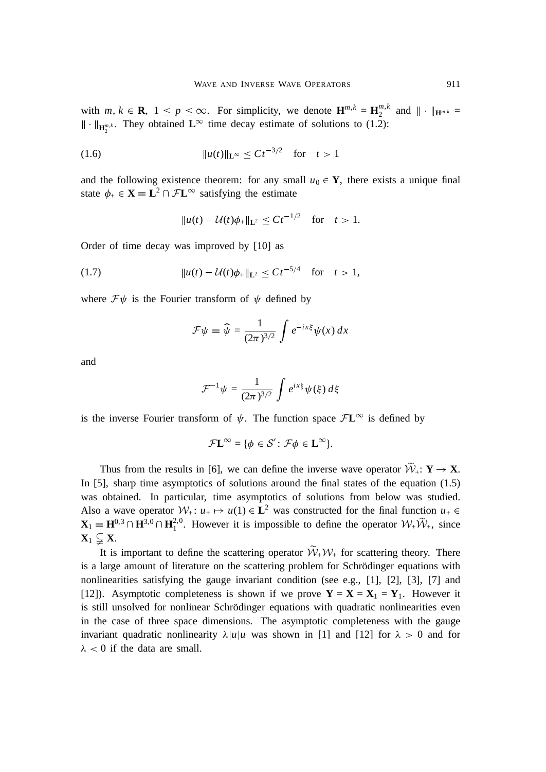with $m, k \in \mathbf{R}$, $1 \leq p \leq \infty$. For simplicity, we denote $\mathbf{H}^{m,k} = \mathbf{H}_2^{m,k}$ and $\|\cdot\|_{\mathbf{H}^{m,k}} = \|\cdot\|_{\mathbf{H}_2^{m,k}}$. They obtained $\mathbf{L}^\infty$ time decay estimate of solutions to (1.2):

$$\|u(t)\|_{\mathbf{L}^\infty} \leq Ct^{-3/2} \quad \text{for} \quad t > 1 \tag{1.6}$$

and the following existence theorem: for any small $u_0 \in \mathbf{Y}$, there exists a unique final state $\phi_+ \in \mathbf{X} \equiv \mathbf{L}^2 \cap \mathcal{F}\mathbf{L}^\infty$ satisfying the estimate

$$\|u(t) - \mathcal{U}(t)\phi_+\|_{\mathbf{L}^2} \leq Ct^{-1/2} \quad \text{for} \quad t > 1.$$

Order of time decay was improved by [10] as

$$\|u(t) - \mathcal{U}(t)\phi_+\|_{\mathbf{L}^2} \leq Ct^{-5/4} \quad \text{for} \quad t > 1, \tag{1.7}$$

where $\mathcal{F}\psi$ is the Fourier transform of $\psi$ defined by

$$\mathcal{F}\psi \equiv \widehat{\psi} = \frac{1}{(2\pi)^{3/2}} \int e^{-ix\xi}\psi(x)\,dx$$

and

$$\mathcal{F}^{-1}\psi = \frac{1}{(2\pi)^{3/2}} \int e^{ix\xi}\psi(\xi)\,d\xi$$

is the inverse Fourier transform of $\psi$. The function space $\mathcal{F}\mathbf{L}^\infty$ is defined by

$$\mathcal{F}\mathbf{L}^\infty = \{\phi \in \mathcal{S}' \colon \mathcal{F}\phi \in \mathbf{L}^\infty\}.$$

Thus from the results in [6], we can define the inverse wave operator $\widetilde{\mathcal{W}}_+ \colon \mathbf{Y} \to \mathbf{X}$. In [5], sharp time asymptotics of solutions around the final states of the equation (1.5) was obtained. In particular, time asymptotics of solutions from below was studied. Also a wave operator $\mathcal{W}_+ \colon u_+ \mapsto u(1) \in \mathbf{L}^2$ was constructed for the final function $u_+ \in \mathbf{X}_1 \equiv \mathbf{H}^{0,3} \cap \mathbf{H}^{3,0} \cap \mathbf{H}_1^{2,0}$. However it is impossible to define the operator $\mathcal{W}_+\widetilde{\mathcal{W}}_+$, since $\mathbf{X}_1 \subsetneq \mathbf{X}$.

It is important to define the scattering operator $\widetilde{\mathcal{W}}_+\mathcal{W}_+$ for scattering theory. There is a large amount of literature on the scattering problem for Schrödinger equations with nonlinearities satisfying the gauge invariant condition (see e.g., [1], [2], [3], [7] and [12]). Asymptotic completeness is shown if we prove $\mathbf{Y} = \mathbf{X} = \mathbf{X}_1 = \mathbf{Y}_1$. However it is still unsolved for nonlinear Schrödinger equations with quadratic nonlinearities even in the case of three space dimensions. The asymptotic completeness with the gauge invariant quadratic nonlinearity $\lambda|u|u$ was shown in [1] and [12] for $\lambda > 0$ and for $\lambda < 0$ if the data are small.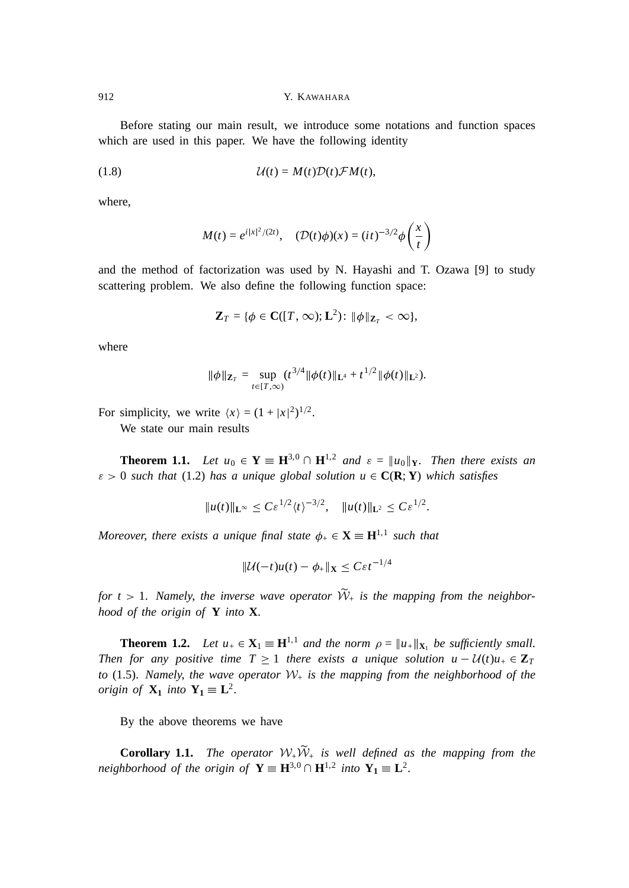Before stating our main result, we introduce some notations and function spaces which are used in this paper. We have the following identity

$$\mathcal{U}(t) = M(t)\mathcal{D}(t)\mathcal{F}M(t), \tag{1.8}$$

where,

$$M(t) = e^{i|x|^2/(2t)}, \quad (\mathcal{D}(t)\phi)(x) = (it)^{-3/2}\phi\left(\frac{x}{t}\right)$$

and the method of factorization was used by N. Hayashi and T. Ozawa [9] to study scattering problem. We also define the following function space:

$$\mathbf{Z}_T = \{\phi \in \mathbf{C}([T,\infty);\mathbf{L}^2) \colon \|\phi\|_{\mathbf{Z}_T} < \infty\},$$

where

$$\|\phi\|_{\mathbf{Z}_T} = \sup_{t\in[T,\infty)} (t^{3/4}\|\phi(t)\|_{\mathbf{L}^4} + t^{1/2}\|\phi(t)\|_{\mathbf{L}^2}).$$

For simplicity, we write $\langle x\rangle = (1+|x|^2)^{1/2}$.

We state our main results

**Theorem 1.1.** *Let $u_0 \in \mathbf{Y} \equiv \mathbf{H}^{3,0}\cap\mathbf{H}^{1,2}$ and $\varepsilon = \|u_0\|_{\mathbf{Y}}$. Then there exists an $\varepsilon > 0$ such that* (1.2) *has a unique global solution $u \in \mathbf{C}(\mathbf{R};\mathbf{Y})$ which satisfies*

$$\|u(t)\|_{\mathbf{L}^\infty} \le C\varepsilon^{1/2}\langle t\rangle^{-3/2}, \quad \|u(t)\|_{\mathbf{L}^2} \le C\varepsilon^{1/2}.$$

*Moreover, there exists a unique final state $\phi_+ \in \mathbf{X} \equiv \mathbf{H}^{1,1}$ such that*

$$\|\mathcal{U}(-t)u(t) - \phi_+\|_{\mathbf{X}} \le C\varepsilon t^{-1/4}$$

*for $t > 1$. Namely, the inverse wave operator $\widetilde{\mathcal{W}}_+$ is the mapping from the neighborhood of the origin of $\mathbf{Y}$ into $\mathbf{X}$.*

**Theorem 1.2.** *Let $u_+ \in \mathbf{X}_1 \equiv \mathbf{H}^{1,1}$ and the norm $\rho = \|u_+\|_{\mathbf{X}_1}$ be sufficiently small. Then for any positive time $T \ge 1$ there exists a unique solution $u - \mathcal{U}(t)u_+ \in \mathbf{Z}_T$ to* (1.5). *Namely, the wave operator $\mathcal{W}_+$ is the mapping from the neighborhood of the origin of $\mathbf{X_1}$ into $\mathbf{Y_1} \equiv \mathbf{L}^2$.*

By the above theorems we have

**Corollary 1.1.** *The operator $\mathcal{W}_+\widetilde{\mathcal{W}}_+$ is well defined as the mapping from the neighborhood of the origin of $\mathbf{Y} \equiv \mathbf{H}^{3,0}\cap\mathbf{H}^{1,2}$ into $\mathbf{Y_1} \equiv \mathbf{L}^2$.*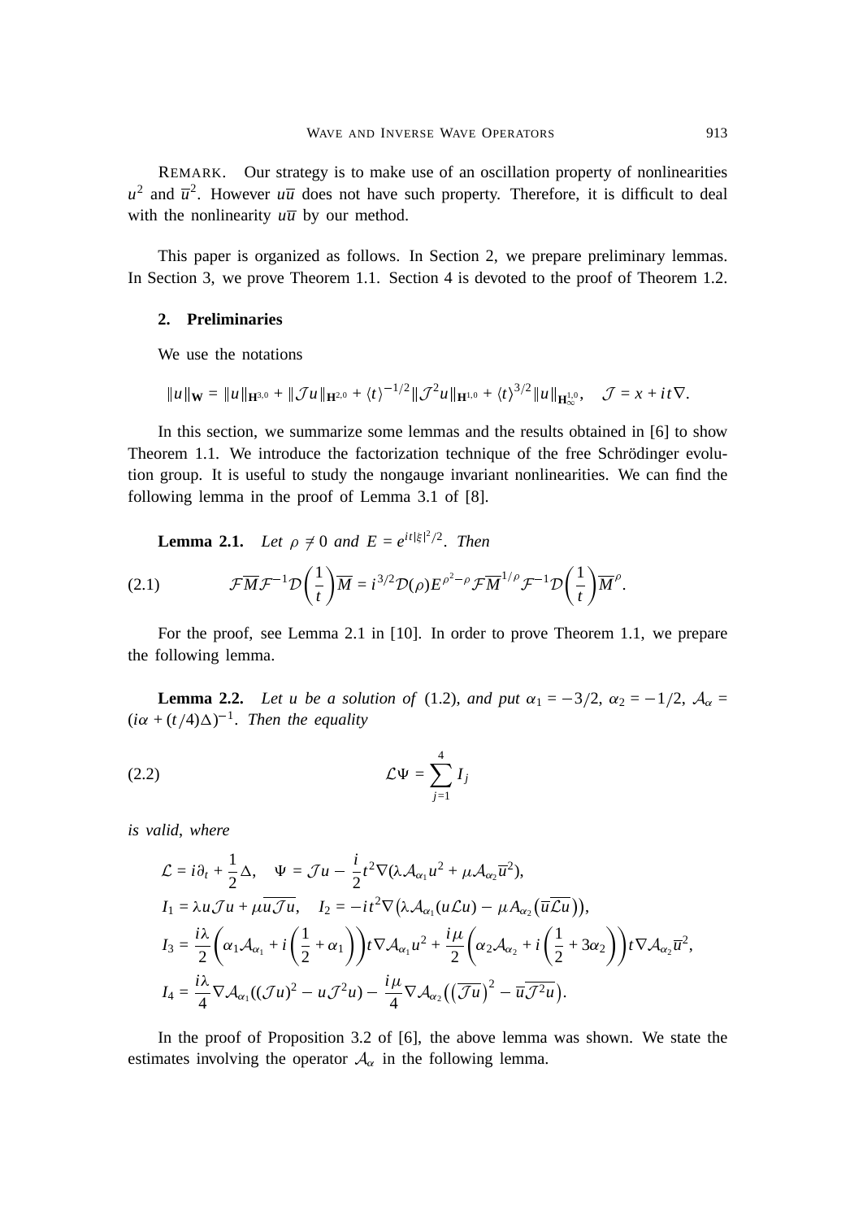REMARK. Our strategy is to make use of an oscillation property of nonlinearities $u^2$ and $\overline{u}^2$. However $u\overline{u}$ does not have such property. Therefore, it is difficult to deal with the nonlinearity $u\overline{u}$ by our method.

This paper is organized as follows. In Section 2, we prepare preliminary lemmas. In Section 3, we prove Theorem 1.1. Section 4 is devoted to the proof of Theorem 1.2.

## 2. Preliminaries

We use the notations

$$\|u\|_{\mathbf{W}} = \|u\|_{\mathbf{H}^{3,0}} + \|\mathcal{J}u\|_{\mathbf{H}^{2,0}} + \langle t\rangle^{-1/2}\|\mathcal{J}^2 u\|_{\mathbf{H}^{1,0}} + \langle t\rangle^{3/2}\|u\|_{\mathbf{H}^{1,0}_\infty}, \quad \mathcal{J} = x + it\nabla.$$

In this section, we summarize some lemmas and the results obtained in [6] to show Theorem 1.1. We introduce the factorization technique of the free Schrödinger evolution group. It is useful to study the nongauge invariant nonlinearities. We can find the following lemma in the proof of Lemma 3.1 of [8].

**Lemma 2.1.** *Let $\rho \neq 0$ and $E = e^{it|\xi|^2/2}$. Then*

$$\mathcal{F}\overline{M}\mathcal{F}^{-1}\mathcal{D}\left(\frac{1}{t}\right)\overline{M} = i^{3/2}\mathcal{D}(\rho)E^{\rho^2-\rho}\mathcal{F}\overline{M}^{1/\rho}\mathcal{F}^{-1}\mathcal{D}\left(\frac{1}{t}\right)\overline{M}^{\rho}. \tag{2.1}$$

For the proof, see Lemma 2.1 in [10]. In order to prove Theorem 1.1, we prepare the following lemma.

**Lemma 2.2.** *Let $u$ be a solution of* (1.2), *and put $\alpha_1 = -3/2$, $\alpha_2 = -1/2$, $\mathcal{A}_\alpha = (i\alpha + (t/4)\Delta)^{-1}$. Then the equality*

$$\mathcal{L}\Psi = \sum_{j=1}^{4} I_j \tag{2.2}$$

*is valid, where*

$$\mathcal{L} = i\partial_t + \frac{1}{2}\Delta, \quad \Psi = \mathcal{J}u - \frac{i}{2}t^2\nabla(\lambda\mathcal{A}_{\alpha_1}u^2 + \mu\mathcal{A}_{\alpha_2}\overline{u}^2),$$

$$I_1 = \lambda u\mathcal{J}u + \mu\overline{u\mathcal{J}u}, \quad I_2 = -it^2\nabla\big(\lambda\mathcal{A}_{\alpha_1}(u\mathcal{L}u) - \mu A_{\alpha_2}\big(\overline{u}\,\overline{\mathcal{L}u}\big)\big),$$

$$I_3 = \frac{i\lambda}{2}\left(\alpha_1\mathcal{A}_{\alpha_1} + i\left(\frac{1}{2} + \alpha_1\right)\right)t\nabla\mathcal{A}_{\alpha_1}u^2 + \frac{i\mu}{2}\left(\alpha_2\mathcal{A}_{\alpha_2} + i\left(\frac{1}{2} + 3\alpha_2\right)\right)t\nabla\mathcal{A}_{\alpha_2}\overline{u}^2,$$

$$I_4 = \frac{i\lambda}{4}\nabla\mathcal{A}_{\alpha_1}((\mathcal{J}u)^2 - u\mathcal{J}^2u) - \frac{i\mu}{4}\nabla\mathcal{A}_{\alpha_2}\big(\big(\overline{\mathcal{J}u}\big)^2 - \overline{u}\,\overline{\mathcal{J}^2u}\big).$$

In the proof of Proposition 3.2 of [6], the above lemma was shown. We state the estimates involving the operator $\mathcal{A}_\alpha$ in the following lemma.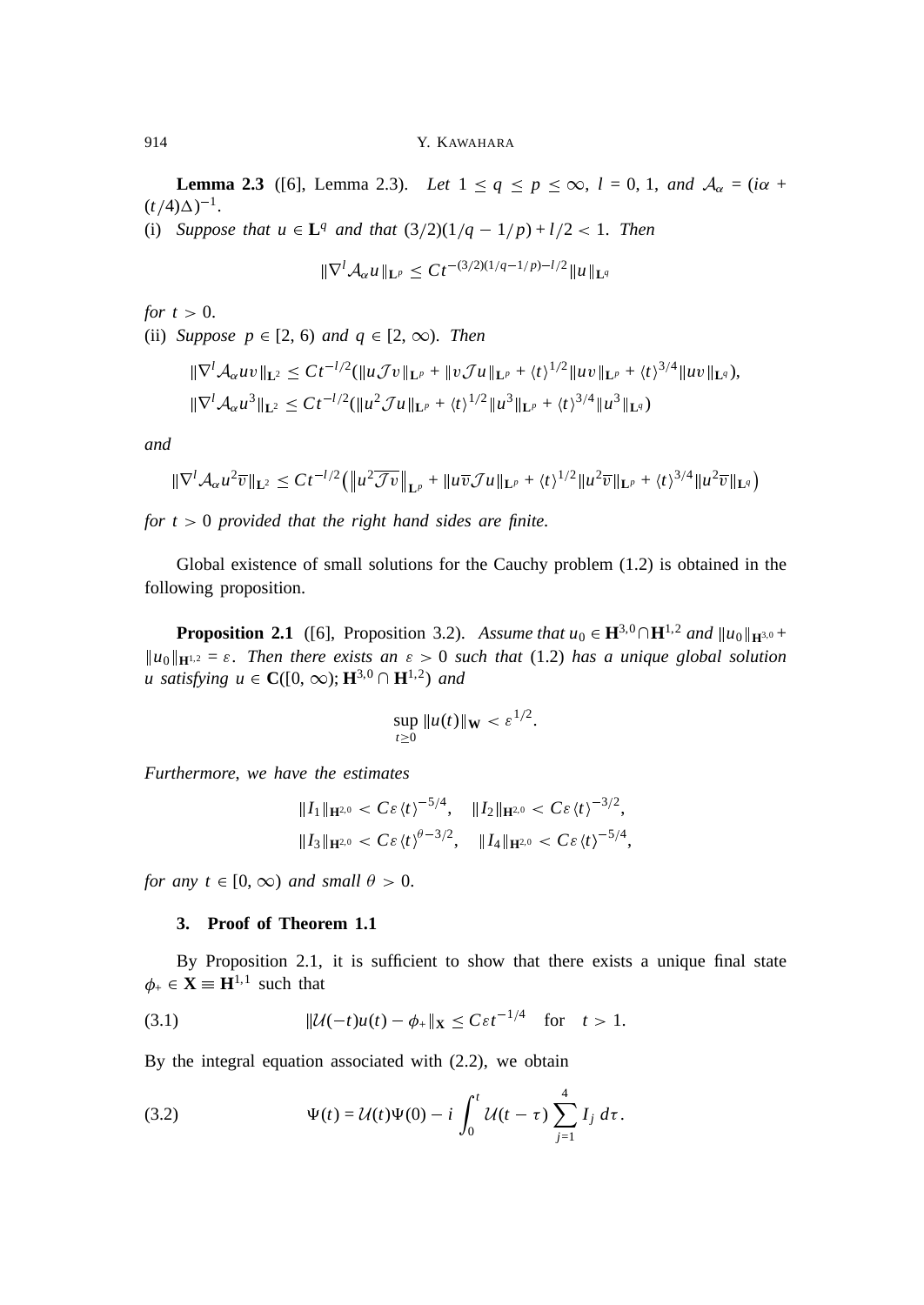**Lemma 2.3** ([6], Lemma 2.3). *Let $1 \le q \le p \le \infty$, $l = 0, 1$, and $\mathcal{A}_\alpha = (i\alpha + (t/4)\Delta)^{-1}$.*

(i) *Suppose that $u \in \mathbf{L}^q$ and that $(3/2)(1/q - 1/p) + l/2 < 1$. Then*

$$\|\nabla^l \mathcal{A}_\alpha u\|_{\mathbf{L}^p} \le C t^{-(3/2)(1/q-1/p)-l/2} \|u\|_{\mathbf{L}^q}$$

*for $t > 0$.*

(ii) *Suppose $p \in [2, 6)$ and $q \in [2, \infty)$. Then*

$$\|\nabla^l \mathcal{A}_\alpha uv\|_{\mathbf{L}^2} \le C t^{-l/2} (\|u \mathcal{J} v\|_{\mathbf{L}^p} + \|v \mathcal{J} u\|_{\mathbf{L}^p} + \langle t \rangle^{1/2} \|uv\|_{\mathbf{L}^p} + \langle t \rangle^{3/4} \|uv\|_{\mathbf{L}^q}),$$

$$\|\nabla^l \mathcal{A}_\alpha u^3\|_{\mathbf{L}^2} \le C t^{-l/2} (\|u^2 \mathcal{J} u\|_{\mathbf{L}^p} + \langle t \rangle^{1/2} \|u^3\|_{\mathbf{L}^p} + \langle t \rangle^{3/4} \|u^3\|_{\mathbf{L}^q})$$

*and*

$$\|\nabla^l \mathcal{A}_\alpha u^2 \overline{v}\|_{\mathbf{L}^2} \le C t^{-l/2} \left( \left\|u^2 \overline{\mathcal{J} v}\right\|_{\mathbf{L}^p} + \|u \overline{v} \mathcal{J} u\|_{\mathbf{L}^p} + \langle t \rangle^{1/2} \|u^2 \overline{v}\|_{\mathbf{L}^p} + \langle t \rangle^{3/4} \|u^2 \overline{v}\|_{\mathbf{L}^q} \right)$$

*for $t > 0$ provided that the right hand sides are finite.*

Global existence of small solutions for the Cauchy problem (1.2) is obtained in the following proposition.

**Proposition 2.1** ([6], Proposition 3.2). *Assume that $u_0 \in \mathbf{H}^{3,0} \cap \mathbf{H}^{1,2}$ and $\|u_0\|_{\mathbf{H}^{3,0}} + \|u_0\|_{\mathbf{H}^{1,2}} = \varepsilon$. Then there exists an $\varepsilon > 0$ such that* (1.2) *has a unique global solution $u$ satisfying $u \in \mathbf{C}([0, \infty); \mathbf{H}^{3,0} \cap \mathbf{H}^{1,2})$ and*

$$\sup_{t \ge 0} \|u(t)\|_{\mathbf{W}} < \varepsilon^{1/2}.$$

*Furthermore, we have the estimates*

$$\|I_1\|_{\mathbf{H}^{2,0}} < C\varepsilon \langle t \rangle^{-5/4}, \quad \|I_2\|_{\mathbf{H}^{2,0}} < C\varepsilon \langle t \rangle^{-3/2},$$
$$\|I_3\|_{\mathbf{H}^{2,0}} < C\varepsilon \langle t \rangle^{\theta - 3/2}, \quad \|I_4\|_{\mathbf{H}^{2,0}} < C\varepsilon \langle t \rangle^{-5/4},$$

*for any $t \in [0, \infty)$ and small $\theta > 0$.*

## 3. Proof of Theorem 1.1

By Proposition 2.1, it is sufficient to show that there exists a unique final state $\phi_+ \in \mathbf{X} \equiv \mathbf{H}^{1,1}$ such that

$$\|\mathcal{U}(-t)u(t) - \phi_+\|_{\mathbf{X}} \le C\varepsilon t^{-1/4} \quad \text{for} \quad t > 1. \tag{3.1}$$

By the integral equation associated with (2.2), we obtain

$$\Psi(t) = \mathcal{U}(t)\Psi(0) - i \int_0^t \mathcal{U}(t - \tau) \sum_{j=1}^{4} I_j \, d\tau. \tag{3.2}$$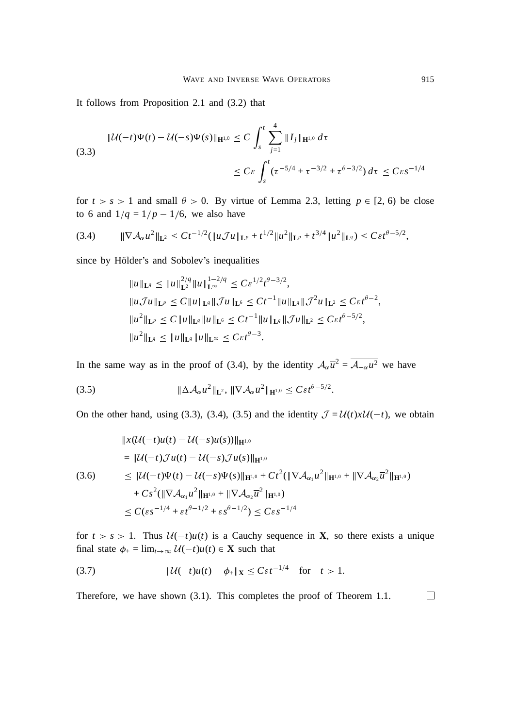It follows from Proposition 2.1 and (3.2) that

$$
\begin{aligned}
\|\mathcal{U}(-t)\Psi(t) - \mathcal{U}(-s)\Psi(s)\|_{\mathbf{H}^{1,0}} &\le C \int_s^t \sum_{j=1}^{4} \|I_j\|_{\mathbf{H}^{1,0}}\, d\tau \\
&\le C\varepsilon \int_s^t (\tau^{-5/4} + \tau^{-3/2} + \tau^{\theta-3/2})\, d\tau \le C\varepsilon s^{-1/4}
\end{aligned} \tag{3.3}
$$

for $t > s > 1$ and small $\theta > 0$. By virtue of Lemma 2.3, letting $p \in [2, 6)$ be close to 6 and $1/q = 1/p - 1/6$, we also have

$$
\|\nabla \mathcal{A}_\alpha u^2\|_{\mathbf{L}^2} \le Ct^{-1/2}(\|u\mathcal{J}u\|_{\mathbf{L}^p} + t^{1/2}\|u^2\|_{\mathbf{L}^p} + t^{3/4}\|u^2\|_{\mathbf{L}^q}) \le C\varepsilon t^{\theta-5/2}, \tag{3.4}
$$

since by Hölder's and Sobolev's inequalities

$$
\begin{aligned}
&\|u\|_{\mathbf{L}^q} \le \|u\|_{\mathbf{L}^2}^{2/q} \|u\|_{\mathbf{L}^\infty}^{1-2/q} \le C\varepsilon^{1/2} t^{\theta-3/2}, \\
&\|u\mathcal{J}u\|_{\mathbf{L}^p} \le C\|u\|_{\mathbf{L}^q}\|\mathcal{J}u\|_{\mathbf{L}^6} \le Ct^{-1}\|u\|_{\mathbf{L}^q}\|\mathcal{J}^2 u\|_{\mathbf{L}^2} \le C\varepsilon t^{\theta-2}, \\
&\|u^2\|_{\mathbf{L}^p} \le C\|u\|_{\mathbf{L}^q}\|u\|_{\mathbf{L}^6} \le Ct^{-1}\|u\|_{\mathbf{L}^q}\|\mathcal{J}u\|_{\mathbf{L}^2} \le C\varepsilon t^{\theta-5/2}, \\
&\|u^2\|_{\mathbf{L}^q} \le \|u\|_{\mathbf{L}^q}\|u\|_{\mathbf{L}^\infty} \le C\varepsilon t^{\theta-3}.
\end{aligned}
$$

In the same way as in the proof of (3.4), by the identity $\mathcal{A}_\alpha \overline{u}^2 = \overline{\mathcal{A}_{-\alpha} u^2}$ we have

$$
\|\Delta \mathcal{A}_\alpha u^2\|_{\mathbf{L}^2},\ \|\nabla \mathcal{A}_\alpha \overline{u}^2\|_{\mathbf{H}^{1,0}} \le C\varepsilon t^{\theta-5/2}. \tag{3.5}
$$

On the other hand, using (3.3), (3.4), (3.5) and the identity $\mathcal{J} = \mathcal{U}(t)x\mathcal{U}(-t)$, we obtain

$$
\begin{aligned}
&\|x(\mathcal{U}(-t)u(t) - \mathcal{U}(-s)u(s))\|_{\mathbf{H}^{1,0}} \\
&= \|\mathcal{U}(-t)\mathcal{J}u(t) - \mathcal{U}(-s)\mathcal{J}u(s)\|_{\mathbf{H}^{1,0}} \\
&\le \|\mathcal{U}(-t)\Psi(t) - \mathcal{U}(-s)\Psi(s)\|_{\mathbf{H}^{1,0}} + Ct^2(\|\nabla \mathcal{A}_{\alpha_1} u^2\|_{\mathbf{H}^{1,0}} + \|\nabla \mathcal{A}_{\alpha_2} \overline{u}^2\|_{\mathbf{H}^{1,0}}) \\
&\quad + Cs^2(\|\nabla \mathcal{A}_{\alpha_1} u^2\|_{\mathbf{H}^{1,0}} + \|\nabla \mathcal{A}_{\alpha_2} \overline{u}^2\|_{\mathbf{H}^{1,0}}) \\
&\le C(\varepsilon s^{-1/4} + \varepsilon t^{\theta-1/2} + \varepsilon s^{\theta-1/2}) \le C\varepsilon s^{-1/4}
\end{aligned} \tag{3.6}
$$

for $t > s > 1$. Thus $\mathcal{U}(-t)u(t)$ is a Cauchy sequence in $\mathbf{X}$, so there exists a unique final state $\phi_+ = \lim_{t\to\infty} \mathcal{U}(-t)u(t) \in \mathbf{X}$ such that

$$
\|\mathcal{U}(-t)u(t) - \phi_+\|_{\mathbf{X}} \le C\varepsilon t^{-1/4} \quad \text{for} \quad t > 1. \tag{3.7}
$$

Therefore, we have shown (3.1). This completes the proof of Theorem 1.1. □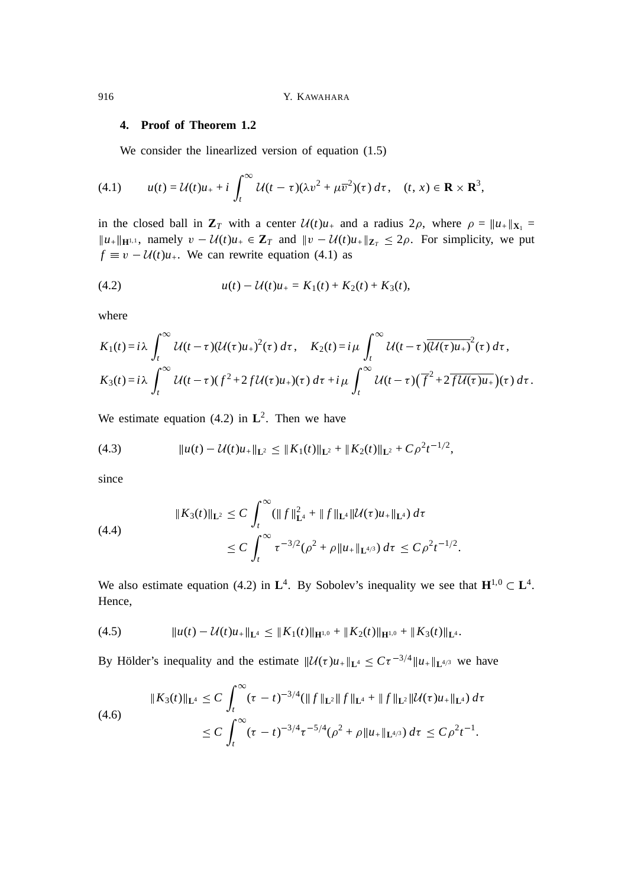## 4. Proof of Theorem 1.2

We consider the linearlized version of equation (1.5)

$$u(t) = \mathcal{U}(t)u_+ + i\int_t^\infty \mathcal{U}(t-\tau)(\lambda v^2 + \mu\overline{v}^2)(\tau)\,d\tau, \quad (t,x) \in \mathbf{R}\times\mathbf{R}^3, \tag{4.1}$$

in the closed ball in $\mathbf{Z}_T$ with a center $\mathcal{U}(t)u_+$ and a radius $2\rho$, where $\rho = \|u_+\|_{\mathbf{X}_1} = \|u_+\|_{\mathbf{H}^{1,1}}$, namely $v - \mathcal{U}(t)u_+ \in \mathbf{Z}_T$ and $\|v - \mathcal{U}(t)u_+\|_{\mathbf{Z}_T} \le 2\rho$. For simplicity, we put $f \equiv v - \mathcal{U}(t)u_+$. We can rewrite equation (4.1) as

$$u(t) - \mathcal{U}(t)u_+ = K_1(t) + K_2(t) + K_3(t), \tag{4.2}$$

where

$$K_1(t) = i\lambda\int_t^\infty \mathcal{U}(t-\tau)(\mathcal{U}(\tau)u_+)^2(\tau)\,d\tau, \quad K_2(t) = i\mu\int_t^\infty \mathcal{U}(t-\tau)\overline{(\mathcal{U}(\tau)u_+)}^2(\tau)\,d\tau,$$
$$K_3(t) = i\lambda\int_t^\infty \mathcal{U}(t-\tau)(f^2 + 2f\mathcal{U}(\tau)u_+)(\tau)\,d\tau + i\mu\int_t^\infty \mathcal{U}(t-\tau)\left(\overline{f}^2 + 2\overline{f\mathcal{U}(\tau)u_+}\right)(\tau)\,d\tau.$$

We estimate equation (4.2) in $\mathbf{L}^2$. Then we have

$$\|u(t) - \mathcal{U}(t)u_+\|_{\mathbf{L}^2} \le \|K_1(t)\|_{\mathbf{L}^2} + \|K_2(t)\|_{\mathbf{L}^2} + C\rho^2 t^{-1/2}, \tag{4.3}$$

since

$$\begin{aligned}\|K_3(t)\|_{\mathbf{L}^2} &\le C\int_t^\infty (\|f\|_{\mathbf{L}^4}^2 + \|f\|_{\mathbf{L}^4}\|\mathcal{U}(\tau)u_+\|_{\mathbf{L}^4})\,d\tau \\ &\le C\int_t^\infty \tau^{-3/2}(\rho^2 + \rho\|u_+\|_{\mathbf{L}^{4/3}})\,d\tau \le C\rho^2 t^{-1/2}.\end{aligned} \tag{4.4}$$

We also estimate equation (4.2) in $\mathbf{L}^4$. By Sobolev's inequality we see that $\mathbf{H}^{1,0} \subset \mathbf{L}^4$. Hence,

$$\|u(t) - \mathcal{U}(t)u_+\|_{\mathbf{L}^4} \le \|K_1(t)\|_{\mathbf{H}^{1,0}} + \|K_2(t)\|_{\mathbf{H}^{1,0}} + \|K_3(t)\|_{\mathbf{L}^4}. \tag{4.5}$$

By Hölder's inequality and the estimate $\|\mathcal{U}(\tau)u_+\|_{\mathbf{L}^4} \le C\tau^{-3/4}\|u_+\|_{\mathbf{L}^{4/3}}$ we have

$$\begin{aligned}\|K_3(t)\|_{\mathbf{L}^4} &\le C\int_t^\infty (\tau - t)^{-3/4}(\|f\|_{\mathbf{L}^2}\|f\|_{\mathbf{L}^4} + \|f\|_{\mathbf{L}^2}\|\mathcal{U}(\tau)u_+\|_{\mathbf{L}^4})\,d\tau \\ &\le C\int_t^\infty (\tau - t)^{-3/4}\tau^{-5/4}(\rho^2 + \rho\|u_+\|_{\mathbf{L}^{4/3}})\,d\tau \le C\rho^2 t^{-1}.\end{aligned} \tag{4.6}$$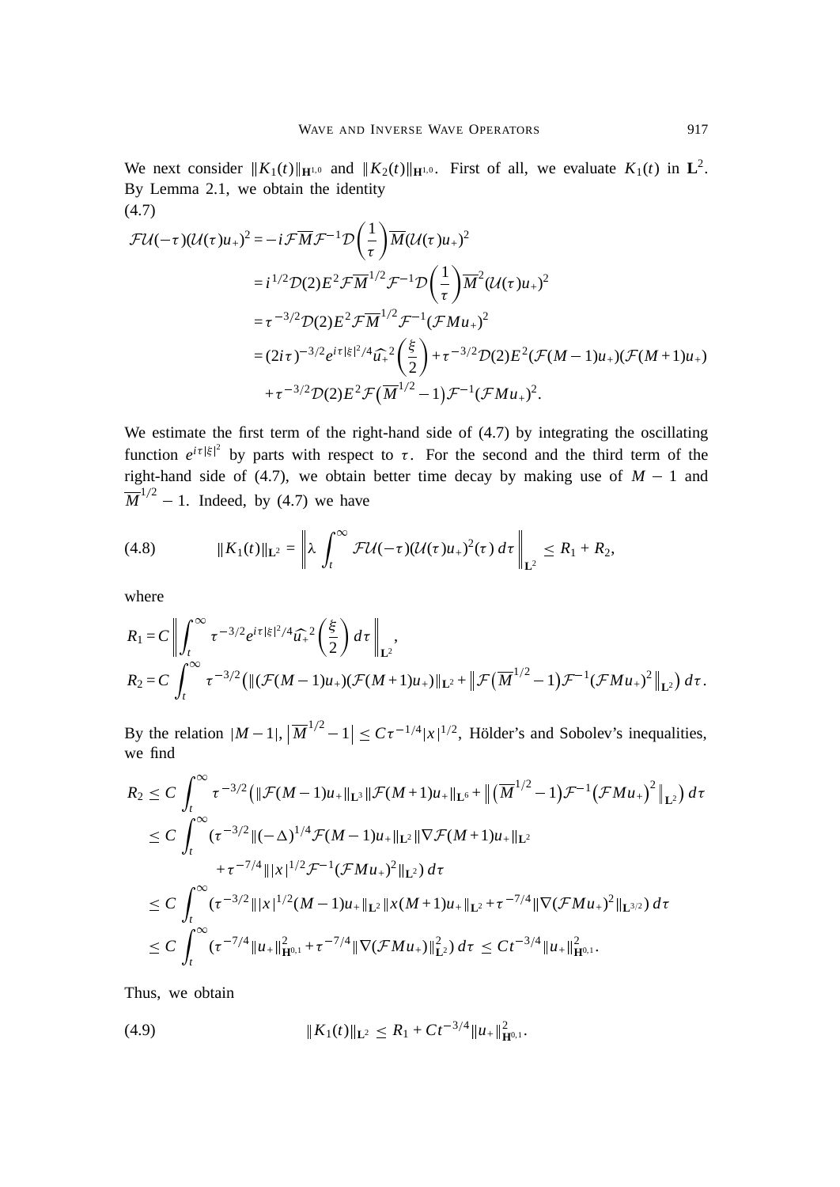We next consider $\|K_1(t)\|_{\mathbf{H}^{1,0}}$ and $\|K_2(t)\|_{\mathbf{H}^{1,0}}$. First of all, we evaluate $K_1(t)$ in $\mathbf{L}^2$. By Lemma 2.1, we obtain the identity

(4.7)

$$
\begin{aligned}
\mathcal{F}\mathcal{U}(-\tau)(\mathcal{U}(\tau)u_+)^2 &= -i\mathcal{F}\overline{M}\mathcal{F}^{-1}\mathcal{D}\left(\frac{1}{\tau}\right)\overline{M}(\mathcal{U}(\tau)u_+)^2 \\
&= i^{1/2}\mathcal{D}(2)E^2\mathcal{F}\overline{M}^{1/2}\mathcal{F}^{-1}\mathcal{D}\left(\frac{1}{\tau}\right)\overline{M}^2(\mathcal{U}(\tau)u_+)^2 \\
&= \tau^{-3/2}\mathcal{D}(2)E^2\mathcal{F}\overline{M}^{1/2}\mathcal{F}^{-1}(\mathcal{F}Mu_+)^2 \\
&= (2i\tau)^{-3/2}e^{i\tau|\xi|^2/4}\widehat{u_+}^2\left(\frac{\xi}{2}\right) + \tau^{-3/2}\mathcal{D}(2)E^2(\mathcal{F}(M-1)u_+)(\mathcal{F}(M+1)u_+) \\
&\quad + \tau^{-3/2}\mathcal{D}(2)E^2\mathcal{F}\left(\overline{M}^{1/2}-1\right)\mathcal{F}^{-1}(\mathcal{F}Mu_+)^2.
\end{aligned}
$$

We estimate the first term of the right-hand side of (4.7) by integrating the oscillating function $e^{i\tau|\xi|^2}$ by parts with respect to $\tau$. For the second and the third term of the right-hand side of (4.7), we obtain better time decay by making use of $M-1$ and $\overline{M}^{1/2}-1$. Indeed, by (4.7) we have

$$
\|K_1(t)\|_{\mathbf{L}^2} = \left\|\lambda\int_t^\infty \mathcal{F}\mathcal{U}(-\tau)(\mathcal{U}(\tau)u_+)^2(\tau)\,d\tau\right\|_{\mathbf{L}^2} \le R_1 + R_2, \tag{4.8}
$$

where

$$
\begin{aligned}
R_1 &= C\left\|\int_t^\infty \tau^{-3/2}e^{i\tau|\xi|^2/4}\widehat{u_+}^2\left(\frac{\xi}{2}\right)d\tau\right\|_{\mathbf{L}^2}, \\
R_2 &= C\int_t^\infty \tau^{-3/2}\left(\|(\mathcal{F}(M-1)u_+)(\mathcal{F}(M+1)u_+)\|_{\mathbf{L}^2} + \left\|\mathcal{F}\left(\overline{M}^{1/2}-1\right)\mathcal{F}^{-1}(\mathcal{F}Mu_+)^2\right\|_{\mathbf{L}^2}\right)d\tau.
\end{aligned}
$$

By the relation $|M-1|, \left|\overline{M}^{1/2}-1\right| \le C\tau^{-1/4}|x|^{1/2}$, Hölder's and Sobolev's inequalities, we find

$$
\begin{aligned}
R_2 &\le C\int_t^\infty \tau^{-3/2}\left(\|\mathcal{F}(M-1)u_+\|_{\mathbf{L}^3}\|\mathcal{F}(M+1)u_+\|_{\mathbf{L}^6} + \left\|\left(\overline{M}^{1/2}-1\right)\mathcal{F}^{-1}\left(\mathcal{F}Mu_+\right)^2\right\|_{\mathbf{L}^2}\right)d\tau \\
&\le C\int_t^\infty (\tau^{-3/2}\|(-\Delta)^{1/4}\mathcal{F}(M-1)u_+\|_{\mathbf{L}^2}\|\nabla\mathcal{F}(M+1)u_+\|_{\mathbf{L}^2} \\
&\qquad + \tau^{-7/4}\||x|^{1/2}\mathcal{F}^{-1}(\mathcal{F}Mu_+)^2\|_{\mathbf{L}^2})\,d\tau \\
&\le C\int_t^\infty (\tau^{-3/2}\||x|^{1/2}(M-1)u_+\|_{\mathbf{L}^2}\|x(M+1)u_+\|_{\mathbf{L}^2} + \tau^{-7/4}\|\nabla(\mathcal{F}Mu_+)^2\|_{\mathbf{L}^{3/2}})\,d\tau \\
&\le C\int_t^\infty (\tau^{-7/4}\|u_+\|^2_{\mathbf{H}^{0,1}} + \tau^{-7/4}\|\nabla(\mathcal{F}Mu_+)\|^2_{\mathbf{L}^2})\,d\tau \le Ct^{-3/4}\|u_+\|^2_{\mathbf{H}^{0,1}}.
\end{aligned}
$$

Thus, we obtain

$$
\|K_1(t)\|_{\mathbf{L}^2} \le R_1 + Ct^{-3/4}\|u_+\|^2_{\mathbf{H}^{0,1}}. \tag{4.9}
$$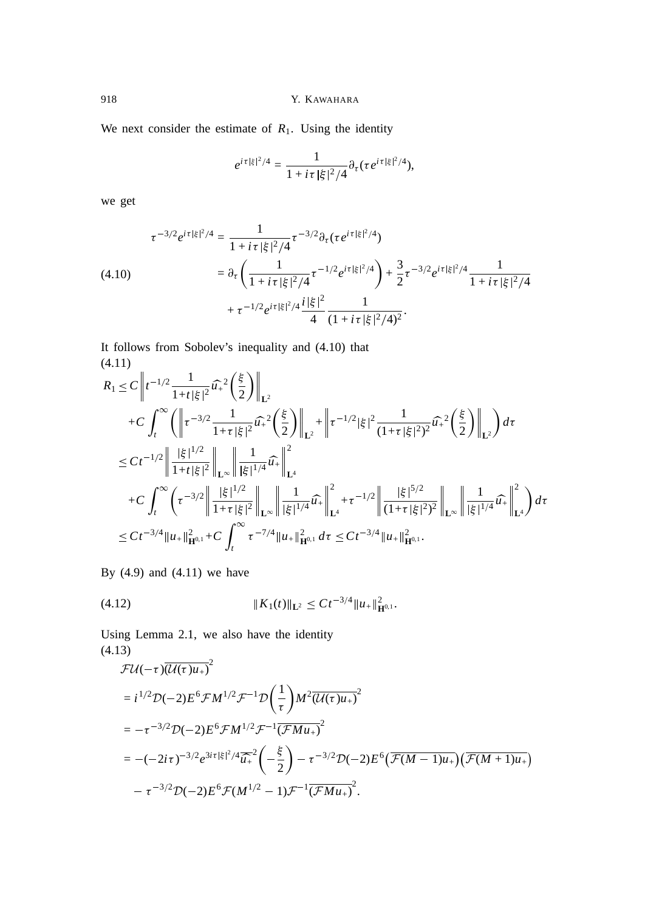We next consider the estimate of $R_1$. Using the identity

$$e^{i\tau|\xi|^2/4} = \frac{1}{1+i\tau|\xi|^2/4}\partial_\tau(\tau e^{i\tau|\xi|^2/4}),$$

we get

$$\begin{aligned}
\tau^{-3/2}e^{i\tau|\xi|^2/4} &= \frac{1}{1+i\tau|\xi|^2/4}\tau^{-3/2}\partial_\tau(\tau e^{i\tau|\xi|^2/4}) \\
&= \partial_\tau\left(\frac{1}{1+i\tau|\xi|^2/4}\tau^{-1/2}e^{i\tau|\xi|^2/4}\right) + \frac{3}{2}\tau^{-3/2}e^{i\tau|\xi|^2/4}\frac{1}{1+i\tau|\xi|^2/4} \\
&\quad + \tau^{-1/2}e^{i\tau|\xi|^2/4}\frac{i|\xi|^2}{4}\frac{1}{(1+i\tau|\xi|^2/4)^2}.
\end{aligned} \tag{4.10}$$

It follows from Sobolev's inequality and (4.10) that

$$\begin{aligned}
R_1 &\leq C\left\| t^{-1/2}\frac{1}{1+t|\xi|^2}\widehat{u}_+^{\,2}\left(\frac{\xi}{2}\right)\right\|_{\mathbf{L}^2} \\
&\quad + C\int_t^\infty \left(\left\|\tau^{-3/2}\frac{1}{1+\tau|\xi|^2}\widehat{u}_+^{\,2}\left(\frac{\xi}{2}\right)\right\|_{\mathbf{L}^2} + \left\|\tau^{-1/2}|\xi|^2\frac{1}{(1+\tau|\xi|^2)^2}\widehat{u}_+^{\,2}\left(\frac{\xi}{2}\right)\right\|_{\mathbf{L}^2}\right)d\tau \\
&\leq Ct^{-1/2}\left\|\frac{|\xi|^{1/2}}{1+t|\xi|^2}\right\|_{\mathbf{L}^\infty}\left\|\frac{1}{|\xi|^{1/4}}\widehat{u}_+\right\|_{\mathbf{L}^4}^2 \\
&\quad + C\int_t^\infty\left(\tau^{-3/2}\left\|\frac{|\xi|^{1/2}}{1+\tau|\xi|^2}\right\|_{\mathbf{L}^\infty}\left\|\frac{1}{|\xi|^{1/4}}\widehat{u}_+\right\|_{\mathbf{L}^4}^2 + \tau^{-1/2}\left\|\frac{|\xi|^{5/2}}{(1+\tau|\xi|^2)^2}\right\|_{\mathbf{L}^\infty}\left\|\frac{1}{|\xi|^{1/4}}\widehat{u}_+\right\|_{\mathbf{L}^4}^2\right)d\tau \\
&\leq Ct^{-3/4}\|u_+\|_{\mathbf{H}^{0,1}}^2 + C\int_t^\infty \tau^{-7/4}\|u_+\|_{\mathbf{H}^{0,1}}^2\,d\tau \leq Ct^{-3/4}\|u_+\|_{\mathbf{H}^{0,1}}^2.
\end{aligned} \tag{4.11}$$

By (4.9) and (4.11) we have

$$\|K_1(t)\|_{\mathbf{L}^2} \leq Ct^{-3/4}\|u_+\|_{\mathbf{H}^{0,1}}^2. \tag{4.12}$$

Using Lemma 2.1, we also have the identity

$$\begin{aligned}
&\mathcal{F}\mathcal{U}(-\tau)\overline{(\mathcal{U}(\tau)u_+)}^2 \\
&= i^{1/2}\mathcal{D}(-2)E^6\mathcal{F}M^{1/2}\mathcal{F}^{-1}\mathcal{D}\left(\frac{1}{\tau}\right)M^2\overline{(\mathcal{U}(\tau)u_+)}^2 \\
&= -\tau^{-3/2}\mathcal{D}(-2)E^6\mathcal{F}M^{1/2}\mathcal{F}^{-1}\overline{(\mathcal{F}Mu_+)}^2 \\
&= -(-2i\tau)^{-3/2}e^{3i\tau|\xi|^2/4}\overline{\widehat{u}_+}^2\left(-\frac{\xi}{2}\right) - \tau^{-3/2}\mathcal{D}(-2)E^6\left(\overline{\mathcal{F}(M-1)u_+}\right)\left(\overline{\mathcal{F}(M+1)u_+}\right) \\
&\quad - \tau^{-3/2}\mathcal{D}(-2)E^6\mathcal{F}(M^{1/2}-1)\mathcal{F}^{-1}\overline{(\mathcal{F}Mu_+)}^2.
\end{aligned} \tag{4.13}$$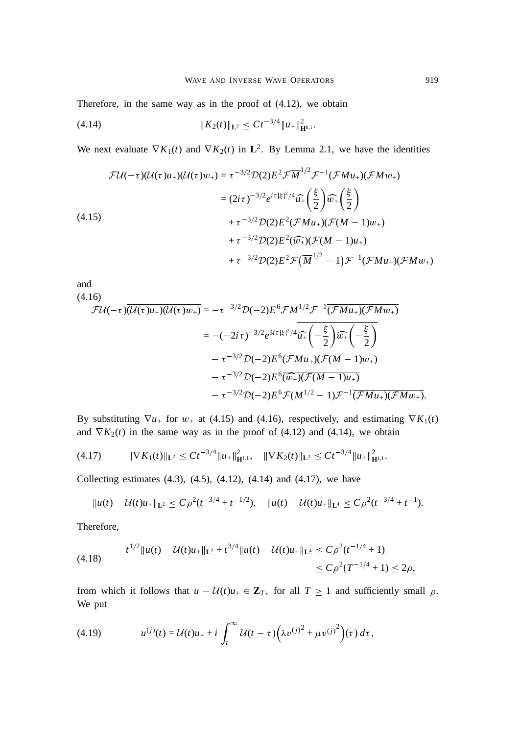Therefore, in the same way as in the proof of (4.12), we obtain

$$\|K_2(t)\|_{\mathbf{L}^2} \leq Ct^{-3/4}\|u_+\|^2_{\mathbf{H}^{0,1}}. \tag{4.14}$$

We next evaluate $\nabla K_1(t)$ and $\nabla K_2(t)$ in $\mathbf{L}^2$. By Lemma 2.1, we have the identities

$$\begin{aligned}
\mathcal{F}\mathcal{U}(-\tau)(\mathcal{U}(\tau)u_+)(\mathcal{U}(\tau)w_+) &= \tau^{-3/2}\mathcal{D}(2)E^2\mathcal{F}\overline{M}^{1/2}\mathcal{F}^{-1}(\mathcal{F}Mu_+)(\mathcal{F}Mw_+)\\
&= (2i\tau)^{-3/2}e^{i\tau|\xi|^2/4}\widehat{u_+}\left(\frac{\xi}{2}\right)\widehat{w_+}\left(\frac{\xi}{2}\right)\\
&\quad + \tau^{-3/2}\mathcal{D}(2)E^2(\mathcal{F}Mu_+)(\mathcal{F}(M-1)w_+)\\
&\quad + \tau^{-3/2}\mathcal{D}(2)E^2(\widehat{w_+})(\mathcal{F}(M-1)u_+)\\
&\quad + \tau^{-3/2}\mathcal{D}(2)E^2\mathcal{F}\left(\overline{M}^{1/2}-1\right)\mathcal{F}^{-1}(\mathcal{F}Mu_+)(\mathcal{F}Mw_+)
\end{aligned} \tag{4.15}$$

and

$$\begin{aligned}
\mathcal{F}\mathcal{U}(-\tau)\overline{(\mathcal{U}(\tau)u_+)(\mathcal{U}(\tau)w_+)} &= -\tau^{-3/2}\mathcal{D}(-2)E^6\mathcal{F}M^{1/2}\mathcal{F}^{-1}\overline{(\mathcal{F}Mu_+)(\mathcal{F}Mw_+)}\\
&= -(-2i\tau)^{-3/2}e^{3i\tau|\xi|^2/4}\overline{\widehat{u_+}\left(-\frac{\xi}{2}\right)\widehat{w_+}\left(-\frac{\xi}{2}\right)}\\
&\quad - \tau^{-3/2}\mathcal{D}(-2)E^6\overline{(\mathcal{F}Mu_+)(\mathcal{F}(M-1)w_+)}\\
&\quad - \tau^{-3/2}\mathcal{D}(-2)E^6\overline{(\widehat{w_+})(\mathcal{F}(M-1)u_+)}\\
&\quad - \tau^{-3/2}\mathcal{D}(-2)E^6\mathcal{F}(M^{1/2}-1)\mathcal{F}^{-1}\overline{(\mathcal{F}Mu_+)(\mathcal{F}Mw_+)}.
\end{aligned} \tag{4.16}$$

By substituting $\nabla u_+$ for $w_+$ at (4.15) and (4.16), respectively, and estimating $\nabla K_1(t)$ and $\nabla K_2(t)$ in the same way as in the proof of (4.12) and (4.14), we obtain

$$\|\nabla K_1(t)\|_{\mathbf{L}^2} \leq Ct^{-3/4}\|u_+\|^2_{\mathbf{H}^{1,1}}, \quad \|\nabla K_2(t)\|_{\mathbf{L}^2} \leq Ct^{-3/4}\|u_+\|^2_{\mathbf{H}^{1,1}}. \tag{4.17}$$

Collecting estimates (4.3), (4.5), (4.12), (4.14) and (4.17), we have

$$\|u(t)-\mathcal{U}(t)u_+\|_{\mathbf{L}^2} \leq C\rho^2(t^{-3/4}+t^{-1/2}), \quad \|u(t)-\mathcal{U}(t)u_+\|_{\mathbf{L}^4} \leq C\rho^2(t^{-3/4}+t^{-1}).$$

Therefore,

$$\begin{aligned}
t^{1/2}\|u(t)-\mathcal{U}(t)u_+\|_{\mathbf{L}^2} + t^{3/4}\|u(t)-\mathcal{U}(t)u_+\|_{\mathbf{L}^4} &\leq C\rho^2(t^{-1/4}+1)\\
&\leq C\rho^2(T^{-1/4}+1) \leq 2\rho,
\end{aligned} \tag{4.18}$$

from which it follows that $u - \mathcal{U}(t)u_+ \in \mathbf{Z}_T$, for all $T \geq 1$ and sufficiently small $\rho$. We put

$$u^{(j)}(t) = \mathcal{U}(t)u_+ + i\int_t^\infty \mathcal{U}(t-\tau)\left(\lambda v^{(j)^2} + \mu\overline{v^{(j)}}^2\right)(\tau)\,d\tau, \tag{4.19}$$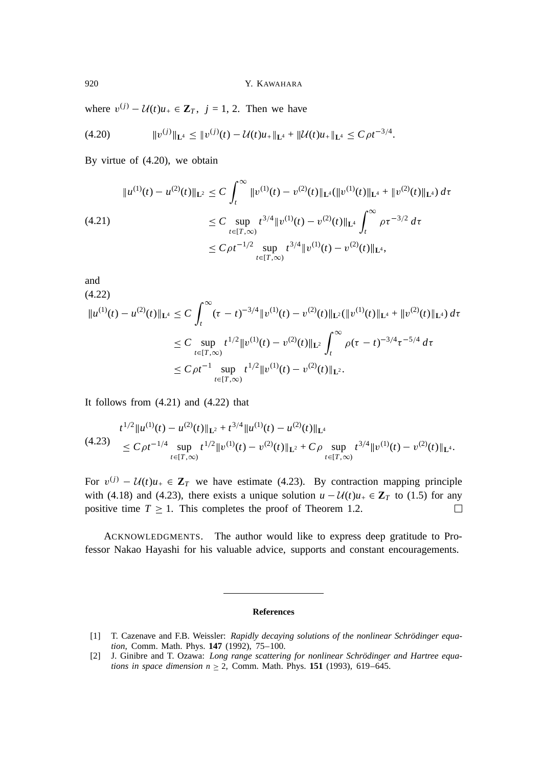where $v^{(j)} - \mathcal{U}(t)u_+ \in \mathbf{Z}_T$, $j = 1, 2$. Then we have

$$\|v^{(j)}\|_{\mathbf{L}^4} \leq \|v^{(j)}(t) - \mathcal{U}(t)u_+\|_{\mathbf{L}^4} + \|\mathcal{U}(t)u_+\|_{\mathbf{L}^4} \leq C\rho t^{-3/4}. \tag{4.20}$$

By virtue of (4.20), we obtain

$$\begin{aligned}
\|u^{(1)}(t) - u^{(2)}(t)\|_{\mathbf{L}^2} &\leq C \int_t^\infty \|v^{(1)}(t) - v^{(2)}(t)\|_{\mathbf{L}^4}(\|v^{(1)}(t)\|_{\mathbf{L}^4} + \|v^{(2)}(t)\|_{\mathbf{L}^4})\, d\tau \\
&\leq C \sup_{t\in[T,\infty)} t^{3/4}\|v^{(1)}(t) - v^{(2)}(t)\|_{\mathbf{L}^4} \int_t^\infty \rho\tau^{-3/2}\, d\tau \\
&\leq C\rho t^{-1/2} \sup_{t\in[T,\infty)} t^{3/4}\|v^{(1)}(t) - v^{(2)}(t)\|_{\mathbf{L}^4},
\end{aligned} \tag{4.21}$$

and

$$\begin{aligned}
\|u^{(1)}(t) - u^{(2)}(t)\|_{\mathbf{L}^4} &\leq C \int_t^\infty (\tau - t)^{-3/4}\|v^{(1)}(t) - v^{(2)}(t)\|_{\mathbf{L}^2}(\|v^{(1)}(t)\|_{\mathbf{L}^4} + \|v^{(2)}(t)\|_{\mathbf{L}^4})\, d\tau \\
&\leq C \sup_{t\in[T,\infty)} t^{1/2}\|v^{(1)}(t) - v^{(2)}(t)\|_{\mathbf{L}^2} \int_t^\infty \rho(\tau - t)^{-3/4}\tau^{-5/4}\, d\tau \\
&\leq C\rho t^{-1} \sup_{t\in[T,\infty)} t^{1/2}\|v^{(1)}(t) - v^{(2)}(t)\|_{\mathbf{L}^2}.
\end{aligned} \tag{4.22}$$

It follows from (4.21) and (4.22) that

$$\begin{aligned}
&t^{1/2}\|u^{(1)}(t) - u^{(2)}(t)\|_{\mathbf{L}^2} + t^{3/4}\|u^{(1)}(t) - u^{(2)}(t)\|_{\mathbf{L}^4} \\
&\leq C\rho t^{-1/4} \sup_{t\in[T,\infty)} t^{1/2}\|v^{(1)}(t) - v^{(2)}(t)\|_{\mathbf{L}^2} + C\rho \sup_{t\in[T,\infty)} t^{3/4}\|v^{(1)}(t) - v^{(2)}(t)\|_{\mathbf{L}^4}.
\end{aligned} \tag{4.23}$$

For $v^{(j)} - \mathcal{U}(t)u_+ \in \mathbf{Z}_T$ we have estimate (4.23). By contraction mapping principle with (4.18) and (4.23), there exists a unique solution $u - \mathcal{U}(t)u_+ \in \mathbf{Z}_T$ to (1.5) for any positive time $T \geq 1$. This completes the proof of Theorem 1.2. □

ACKNOWLEDGMENTS. The author would like to express deep gratitude to Professor Nakao Hayashi for his valuable advice, supports and constant encouragements.

## References

[1] T. Cazenave and F.B. Weissler: *Rapidly decaying solutions of the nonlinear Schrödinger equation*, Comm. Math. Phys. **147** (1992), 75–100.

[2] J. Ginibre and T. Ozawa: *Long range scattering for nonlinear Schrödinger and Hartree equations in space dimension* $n \geq 2$, Comm. Math. Phys. **151** (1993), 619–645.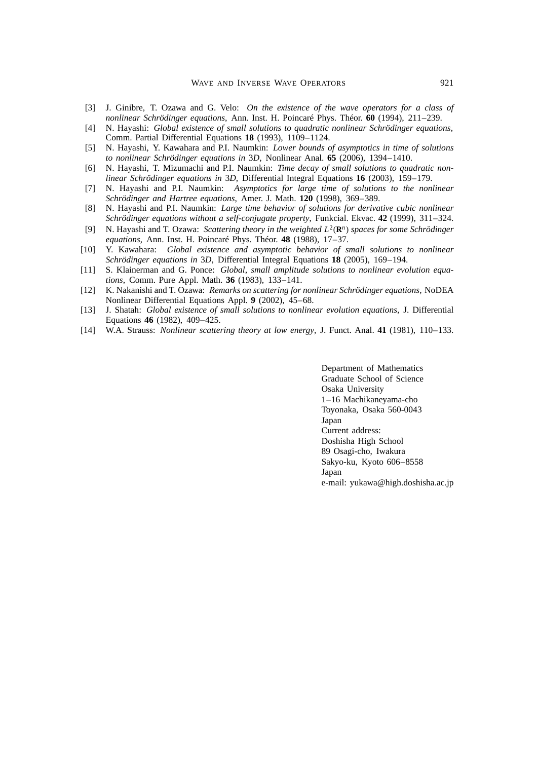[3] J. Ginibre, T. Ozawa and G. Velo: *On the existence of the wave operators for a class of nonlinear Schrödinger equations*, Ann. Inst. H. Poincaré Phys. Théor. **60** (1994), 211–239.

[4] N. Hayashi: *Global existence of small solutions to quadratic nonlinear Schrödinger equations*, Comm. Partial Differential Equations **18** (1993), 1109–1124.

[5] N. Hayashi, Y. Kawahara and P.I. Naumkin: *Lower bounds of asymptotics in time of solutions to nonlinear Schrödinger equations in 3D*, Nonlinear Anal. **65** (2006), 1394–1410.

[6] N. Hayashi, T. Mizumachi and P.I. Naumkin: *Time decay of small solutions to quadratic nonlinear Schrödinger equations in 3D*, Differential Integral Equations **16** (2003), 159–179.

[7] N. Hayashi and P.I. Naumkin: *Asymptotics for large time of solutions to the nonlinear Schrödinger and Hartree equations*, Amer. J. Math. **120** (1998), 369–389.

[8] N. Hayashi and P.I. Naumkin: *Large time behavior of solutions for derivative cubic nonlinear Schrödinger equations without a self-conjugate property*, Funkcial. Ekvac. **42** (1999), 311–324.

[9] N. Hayashi and T. Ozawa: *Scattering theory in the weighted $L^2(\mathbf{R}^n)$ spaces for some Schrödinger equations*, Ann. Inst. H. Poincaré Phys. Théor. **48** (1988), 17–37.

[10] Y. Kawahara: *Global existence and asymptotic behavior of small solutions to nonlinear Schrödinger equations in 3D*, Differential Integral Equations **18** (2005), 169–194.

[11] S. Klainerman and G. Ponce: *Global, small amplitude solutions to nonlinear evolution equations*, Comm. Pure Appl. Math. **36** (1983), 133–141.

[12] K. Nakanishi and T. Ozawa: *Remarks on scattering for nonlinear Schrödinger equations*, NoDEA Nonlinear Differential Equations Appl. **9** (2002), 45–68.

[13] J. Shatah: *Global existence of small solutions to nonlinear evolution equations*, J. Differential Equations **46** (1982), 409–425.

[14] W.A. Strauss: *Nonlinear scattering theory at low energy*, J. Funct. Anal. **41** (1981), 110–133.

Department of Mathematics
Graduate School of Science
Osaka University
1–16 Machikaneyama-cho
Toyonaka, Osaka 560-0043
Japan
Current address:
Doshisha High School
89 Osagi-cho, Iwakura
Sakyo-ku, Kyoto 606–8558
Japan
e-mail: yukawa@high.doshisha.ac.jp